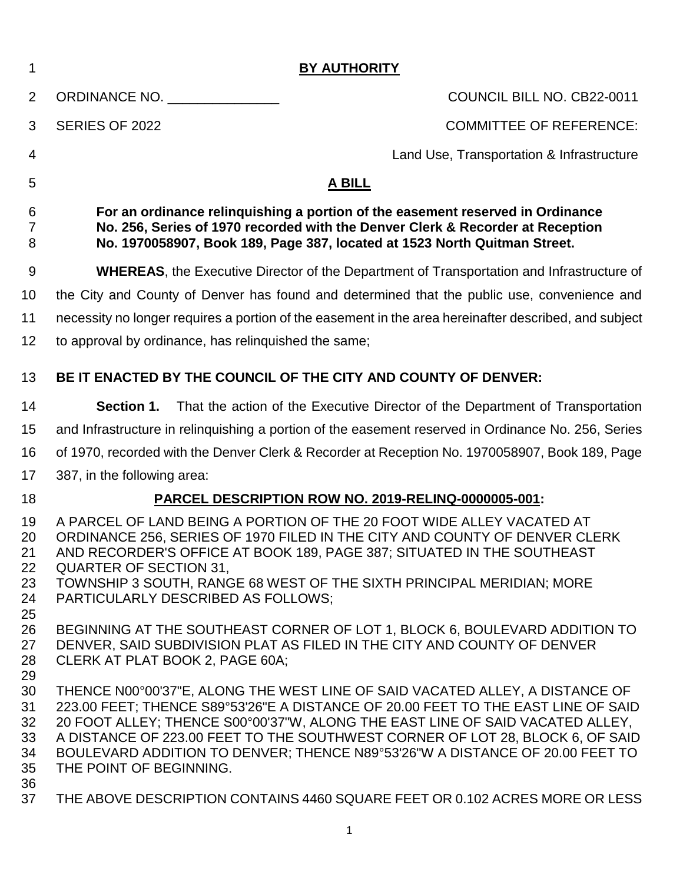**BY AUTHORITY**

ORDINANCE NO. _______________ COUNCIL BILL NO. CB22-0011

SERIES OF 2022 COMMITTEE OF REFERENCE:

Land Use, Transportation & Infrastructure

**A BILL**

**For an ordinance relinquishing a portion of the easement reserved in Ordinance No. 256, Series of 1970 recorded with the Denver Clerk & Recorder at Reception No. 1970058907, Book 189, Page 387, located at 1523 North Quitman Street.**

**WHEREAS**, the Executive Director of the Department of Transportation and Infrastructure of the City and County of Denver has found and determined that the public use, convenience and necessity no longer requires a portion of the easement in the area hereinafter described, and subject to approval by ordinance, has relinquished the same;

**BE IT ENACTED BY THE COUNCIL OF THE CITY AND COUNTY OF DENVER:**

**Section 1.** That the action of the Executive Director of the Department of Transportation and Infrastructure in relinquishing a portion of the easement reserved in Ordinance No. 256, Series of 1970, recorded with the Denver Clerk & Recorder at Reception No. 1970058907, Book 189, Page 387, in the following area:

**PARCEL DESCRIPTION ROW NO. 2019-RELINQ-0000005-001:**

A PARCEL OF LAND BEING A PORTION OF THE 20 FOOT WIDE ALLEY VACATED AT ORDINANCE 256, SERIES OF 1970 FILED IN THE CITY AND COUNTY OF DENVER CLERK AND RECORDER'S OFFICE AT BOOK 189, PAGE 387; SITUATED IN THE SOUTHEAST QUARTER OF SECTION 31,
TOWNSHIP 3 SOUTH, RANGE 68 WEST OF THE SIXTH PRINCIPAL MERIDIAN; MORE PARTICULARLY DESCRIBED AS FOLLOWS;

BEGINNING AT THE SOUTHEAST CORNER OF LOT 1, BLOCK 6, BOULEVARD ADDITION TO DENVER, SAID SUBDIVISION PLAT AS FILED IN THE CITY AND COUNTY OF DENVER CLERK AT PLAT BOOK 2, PAGE 60A;

THENCE N00°00'37"E, ALONG THE WEST LINE OF SAID VACATED ALLEY, A DISTANCE OF 223.00 FEET; THENCE S89°53'26"E A DISTANCE OF 20.00 FEET TO THE EAST LINE OF SAID 20 FOOT ALLEY; THENCE S00°00'37"W, ALONG THE EAST LINE OF SAID VACATED ALLEY, A DISTANCE OF 223.00 FEET TO THE SOUTHWEST CORNER OF LOT 28, BLOCK 6, OF SAID BOULEVARD ADDITION TO DENVER; THENCE N89°53'26"W A DISTANCE OF 20.00 FEET TO THE POINT OF BEGINNING.

THE ABOVE DESCRIPTION CONTAINS 4460 SQUARE FEET OR 0.102 ACRES MORE OR LESS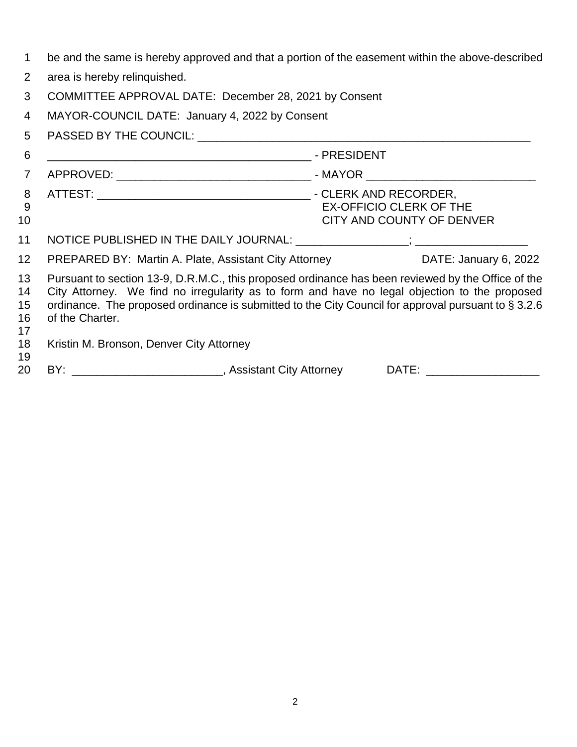be and the same is hereby approved and that a portion of the easement within the above-described area is hereby relinquished.

COMMITTEE APPROVAL DATE: December 28, 2021 by Consent

MAYOR-COUNCIL DATE: January 4, 2022 by Consent

PASSED BY THE COUNCIL: _______________________________________________________

_________________________________________ - PRESIDENT

APPROVED: _______________________________ - MAYOR ___________________________

ATTEST: __________________________________ - CLERK AND RECORDER,
EX-OFFICIO CLERK OF THE
CITY AND COUNTY OF DENVER

NOTICE PUBLISHED IN THE DAILY JOURNAL: _________________; _________________

PREPARED BY: Martin A. Plate, Assistant City Attorney DATE: January 6, 2022

Pursuant to section 13-9, D.R.M.C., this proposed ordinance has been reviewed by the Office of the City Attorney. We find no irregularity as to form and have no legal objection to the proposed ordinance. The proposed ordinance is submitted to the City Council for approval pursuant to § 3.2.6 of the Charter.

Kristin M. Bronson, Denver City Attorney

BY: _______________________, Assistant City Attorney DATE: _________________